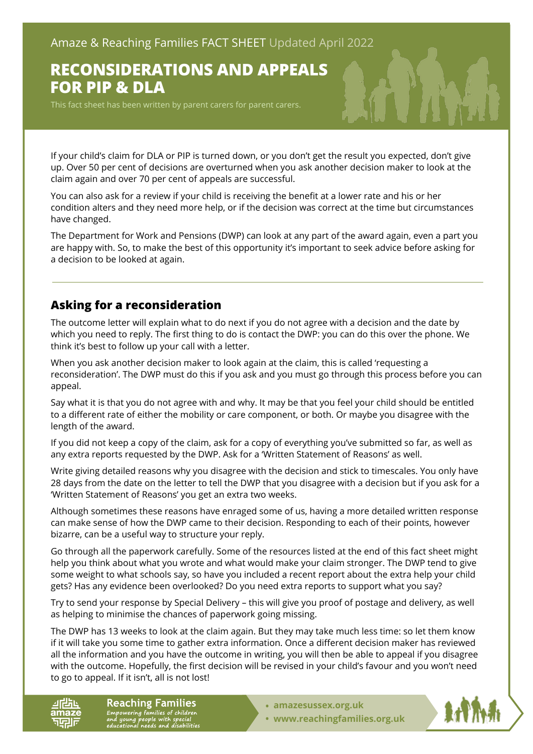Amaze & Reaching Families FACT SHEET Updated April 2022

# RECONSIDERATIONS AND APPEALS FOR PIP & DLA

This fact sheet has been written by parent carers for parent carers.

If your child's claim for DLA or PIP is turned down, or you don't get the result you expected, don't give up. Over 50 per cent of decisions are overturned when you ask another decision maker to look at the claim again and over 70 per cent of appeals are successful.

You can also ask for a review if your child is receiving the benefit at a lower rate and his or her condition alters and they need more help, or if the decision was correct at the time but circumstances have changed.

The Department for Work and Pensions (DWP) can look at any part of the award again, even a part you are happy with. So, to make the best of this opportunity it's important to seek advice before asking for a decision to be looked at again.

## Asking for a reconsideration

The outcome letter will explain what to do next if you do not agree with a decision and the date by which you need to reply. The first thing to do is contact the DWP: you can do this over the phone. We think it's best to follow up your call with a letter.

When you ask another decision maker to look again at the claim, this is called 'requesting a reconsideration'. The DWP must do this if you ask and you must go through this process before you can appeal.

Say what it is that you do not agree with and why. It may be that you feel your child should be entitled to a different rate of either the mobility or care component, or both. Or maybe you disagree with the length of the award.

If you did not keep a copy of the claim, ask for a copy of everything you've submitted so far, as well as any extra reports requested by the DWP. Ask for a 'Written Statement of Reasons' as well.

Write giving detailed reasons why you disagree with the decision and stick to timescales. You only have 28 days from the date on the letter to tell the DWP that you disagree with a decision but if you ask for a 'Written Statement of Reasons' you get an extra two weeks.

Although sometimes these reasons have enraged some of us, having a more detailed written response can make sense of how the DWP came to their decision. Responding to each of their points, however bizarre, can be a useful way to structure your reply.

Go through all the paperwork carefully. Some of the resources listed at the end of this fact sheet might help you think about what you wrote and what would make your claim stronger. The DWP tend to give some weight to what schools say, so have you included a recent report about the extra help your child gets? Has any evidence been overlooked? Do you need extra reports to support what you say?

Try to send your response by Special Delivery – this will give you proof of postage and delivery, as well as helping to minimise the chances of paperwork going missing.

The DWP has 13 weeks to look at the claim again. But they may take much less time: so let them know if it will take you some time to gather extra information. Once a different decision maker has reviewed all the information and you have the outcome in writing, you will then be able to appeal if you disagree with the outcome. Hopefully, the first decision will be revised in your child's favour and you won't need to go to appeal. If it isn't, all is not lost!

Reaching Families
*Empowering families of children and young people with special educational needs and disabilities*

- amazesussex.org.uk
- www.reachingfamilies.org.uk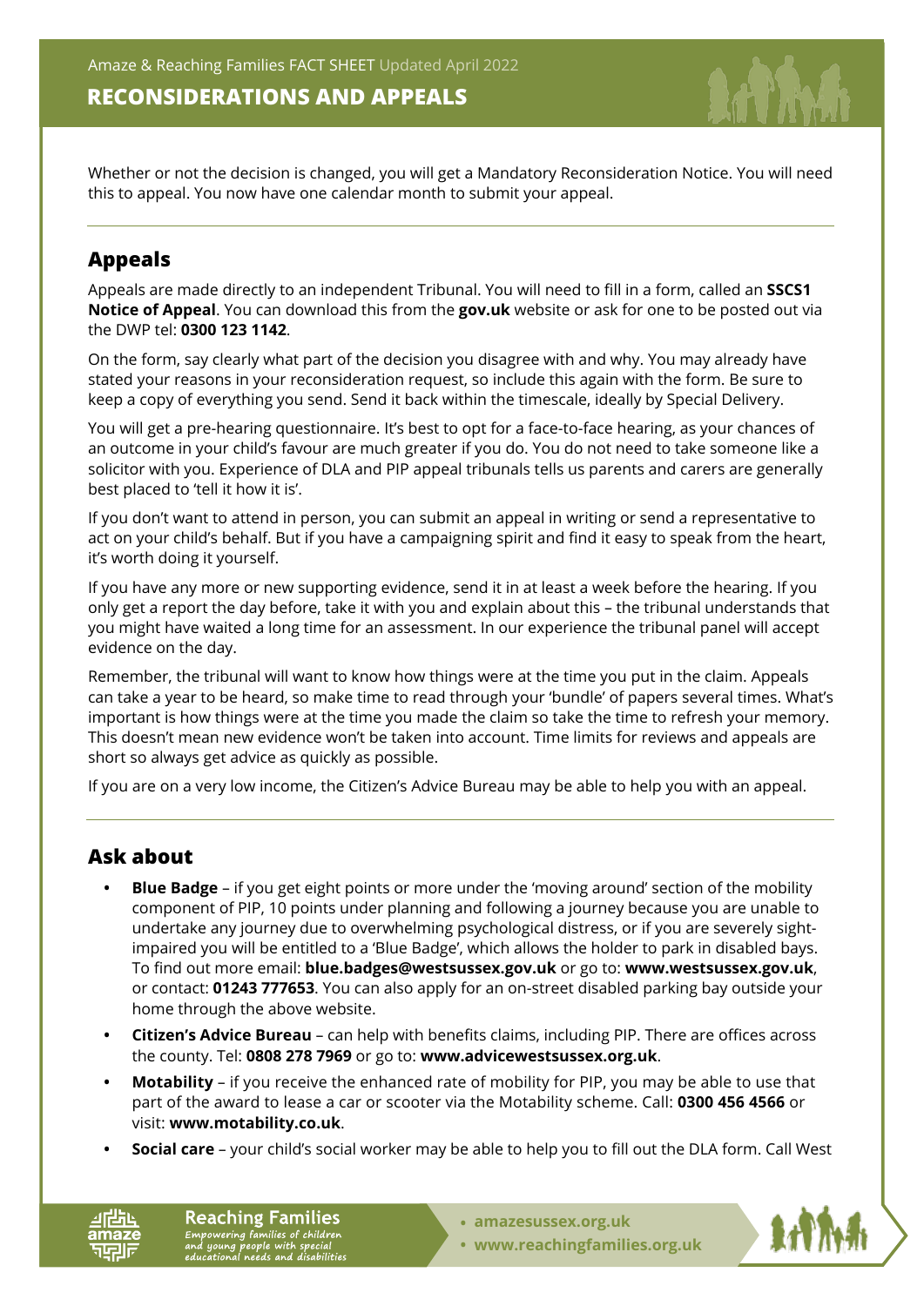Whether or not the decision is changed, you will get a Mandatory Reconsideration Notice. You will need this to appeal. You now have one calendar month to submit your appeal.

## Appeals

Appeals are made directly to an independent Tribunal. You will need to fill in a form, called an **SSCS1 Notice of Appeal**. You can download this from the **gov.uk** website or ask for one to be posted out via the DWP tel: **0300 123 1142**.

On the form, say clearly what part of the decision you disagree with and why. You may already have stated your reasons in your reconsideration request, so include this again with the form. Be sure to keep a copy of everything you send. Send it back within the timescale, ideally by Special Delivery.

You will get a pre-hearing questionnaire. It's best to opt for a face-to-face hearing, as your chances of an outcome in your child's favour are much greater if you do. You do not need to take someone like a solicitor with you. Experience of DLA and PIP appeal tribunals tells us parents and carers are generally best placed to 'tell it how it is'.

If you don't want to attend in person, you can submit an appeal in writing or send a representative to act on your child's behalf. But if you have a campaigning spirit and find it easy to speak from the heart, it's worth doing it yourself.

If you have any more or new supporting evidence, send it in at least a week before the hearing. If you only get a report the day before, take it with you and explain about this – the tribunal understands that you might have waited a long time for an assessment. In our experience the tribunal panel will accept evidence on the day.

Remember, the tribunal will want to know how things were at the time you put in the claim. Appeals can take a year to be heard, so make time to read through your 'bundle' of papers several times. What's important is how things were at the time you made the claim so take the time to refresh your memory. This doesn't mean new evidence won't be taken into account. Time limits for reviews and appeals are short so always get advice as quickly as possible.

If you are on a very low income, the Citizen's Advice Bureau may be able to help you with an appeal.

## Ask about

- **Blue Badge** – if you get eight points or more under the 'moving around' section of the mobility component of PIP, 10 points under planning and following a journey because you are unable to undertake any journey due to overwhelming psychological distress, or if you are severely sight-impaired you will be entitled to a 'Blue Badge', which allows the holder to park in disabled bays. To find out more email: **blue.badges@westsussex.gov.uk** or go to: **www.westsussex.gov.uk**, or contact: **01243 777653**. You can also apply for an on-street disabled parking bay outside your home through the above website.
- **Citizen's Advice Bureau** – can help with benefits claims, including PIP. There are offices across the county. Tel: **0808 278 7969** or go to: **www.advicewestsussex.org.uk**.
- **Motability** – if you receive the enhanced rate of mobility for PIP, you may be able to use that part of the award to lease a car or scooter via the Motability scheme. Call: **0300 456 4566** or visit: **www.motability.co.uk**.
- **Social care** – your child's social worker may be able to help you to fill out the DLA form. Call West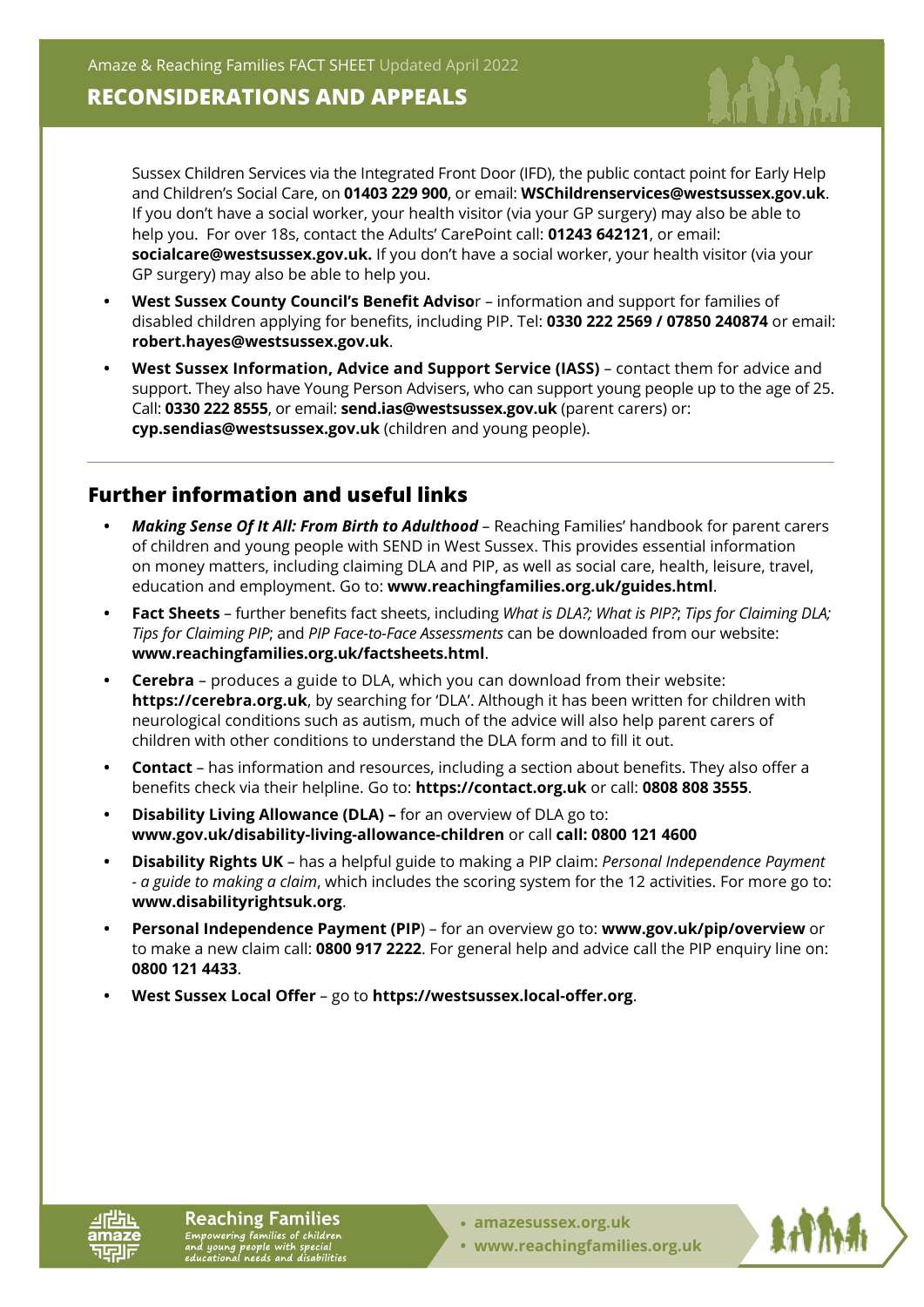Sussex Children Services via the Integrated Front Door (IFD), the public contact point for Early Help and Children's Social Care, on **01403 229 900**, or email: **WSChildrenservices@westsussex.gov.uk**. If you don't have a social worker, your health visitor (via your GP surgery) may also be able to help you. For over 18s, contact the Adults' CarePoint call: **01243 642121**, or email: **socialcare@westsussex.gov.uk.** If you don't have a social worker, your health visitor (via your GP surgery) may also be able to help you.

- **West Sussex County Council's Benefit Adviso**r – information and support for families of disabled children applying for benefits, including PIP. Tel: **0330 222 2569 / 07850 240874** or email: **robert.hayes@westsussex.gov.uk**.
- **West Sussex Information, Advice and Support Service (IASS)** – contact them for advice and support. They also have Young Person Advisers, who can support young people up to the age of 25. Call: **0330 222 8555**, or email: **send.ias@westsussex.gov.uk** (parent carers) or: **cyp.sendias@westsussex.gov.uk** (children and young people).

## Further information and useful links

- ***Making Sense Of It All: From Birth to Adulthood*** – Reaching Families' handbook for parent carers of children and young people with SEND in West Sussex. This provides essential information on money matters, including claiming DLA and PIP, as well as social care, health, leisure, travel, education and employment. Go to: **www.reachingfamilies.org.uk/guides.html**.
- **Fact Sheets** – further benefits fact sheets, including *What is DLA?; What is PIP?*; *Tips for Claiming DLA; Tips for Claiming PIP*; and *PIP Face-to-Face Assessments* can be downloaded from our website: **www.reachingfamilies.org.uk/factsheets.html**.
- **Cerebra** – produces a guide to DLA, which you can download from their website: **https://cerebra.org.uk**, by searching for 'DLA'. Although it has been written for children with neurological conditions such as autism, much of the advice will also help parent carers of children with other conditions to understand the DLA form and to fill it out.
- **Contact** – has information and resources, including a section about benefits. They also offer a benefits check via their helpline. Go to: **https://contact.org.uk** or call: **0808 808 3555**.
- **Disability Living Allowance (DLA) –** for an overview of DLA go to: **www.gov.uk/disability-living-allowance-children** or call **call: 0800 121 4600**
- **Disability Rights UK** – has a helpful guide to making a PIP claim: *Personal Independence Payment - a guide to making a claim*, which includes the scoring system for the 12 activities. For more go to: **www.disabilityrightsuk.org**.
- **Personal Independence Payment (PIP**) – for an overview go to: **www.gov.uk/pip/overview** or to make a new claim call: **0800 917 2222**. For general help and advice call the PIP enquiry line on: **0800 121 4433**.
- **West Sussex Local Offer** – go to **https://westsussex.local-offer.org**.